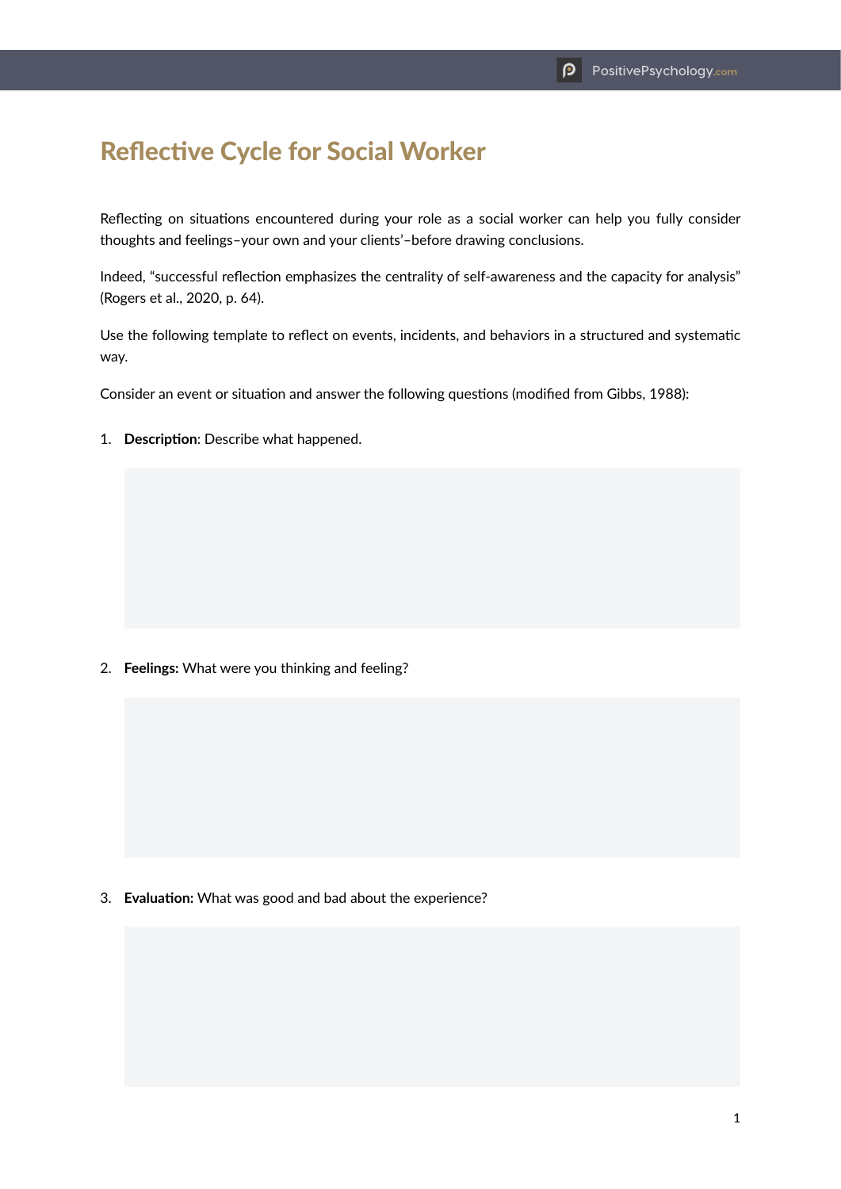# Reflective Cycle for Social Worker

Reflecting on situations encountered during your role as a social worker can help you fully consider thoughts and feelings–your own and your clients'–before drawing conclusions.

Indeed, "successful reflection emphasizes the centrality of self-awareness and the capacity for analysis" (Rogers et al., 2020, p. 64).

Use the following template to reflect on events, incidents, and behaviors in a structured and systematic way.

Consider an event or situation and answer the following questions (modified from Gibbs, 1988):

1. **Description**: Describe what happened.

2. **Feelings:** What were you thinking and feeling?

3. **Evaluation:** What was good and bad about the experience?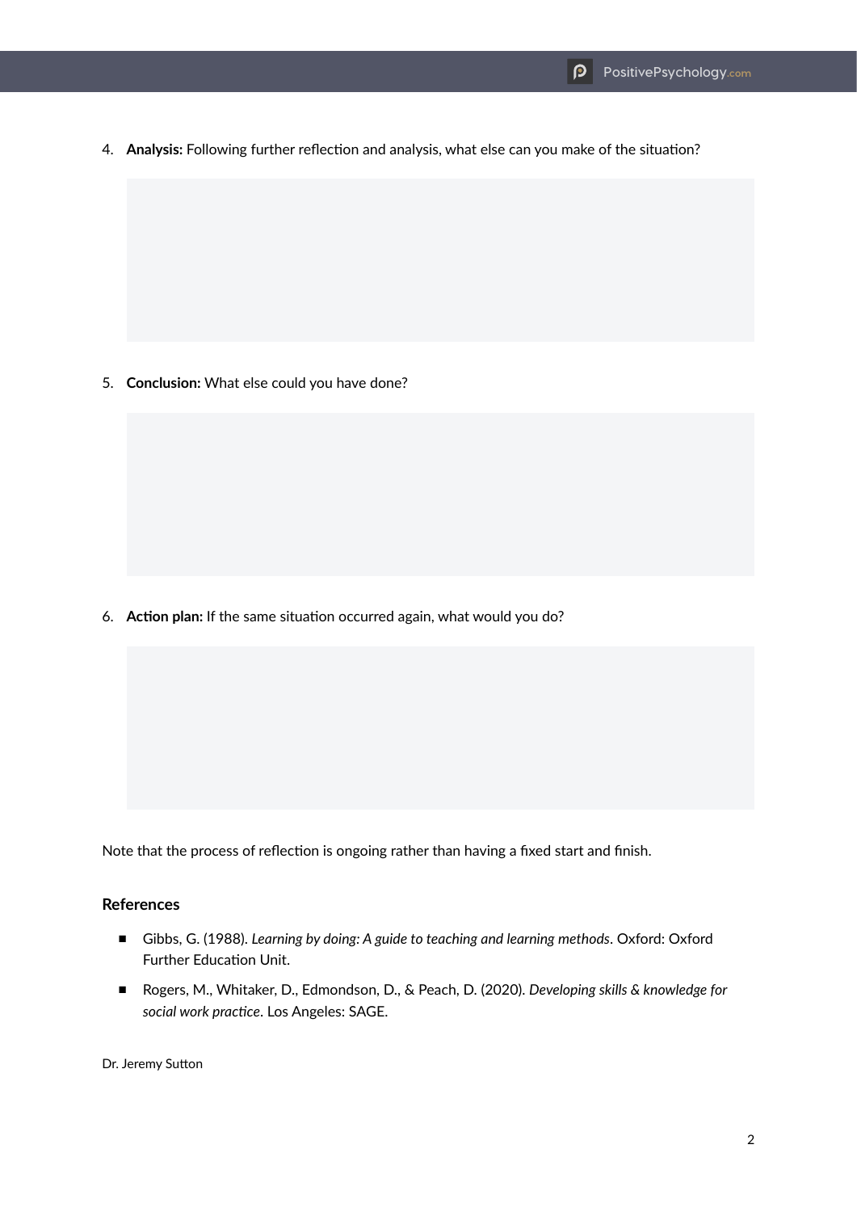4. **Analysis:** Following further reflection and analysis, what else can you make of the situation?

5. **Conclusion:** What else could you have done?

6. **Action plan:** If the same situation occurred again, what would you do?

Note that the process of reflection is ongoing rather than having a fixed start and finish.

### References

- Gibbs, G. (1988). *Learning by doing: A guide to teaching and learning methods*. Oxford: Oxford Further Education Unit.
- Rogers, M., Whitaker, D., Edmondson, D., & Peach, D. (2020). *Developing skills & knowledge for social work practice*. Los Angeles: SAGE.

Dr. Jeremy Sutton